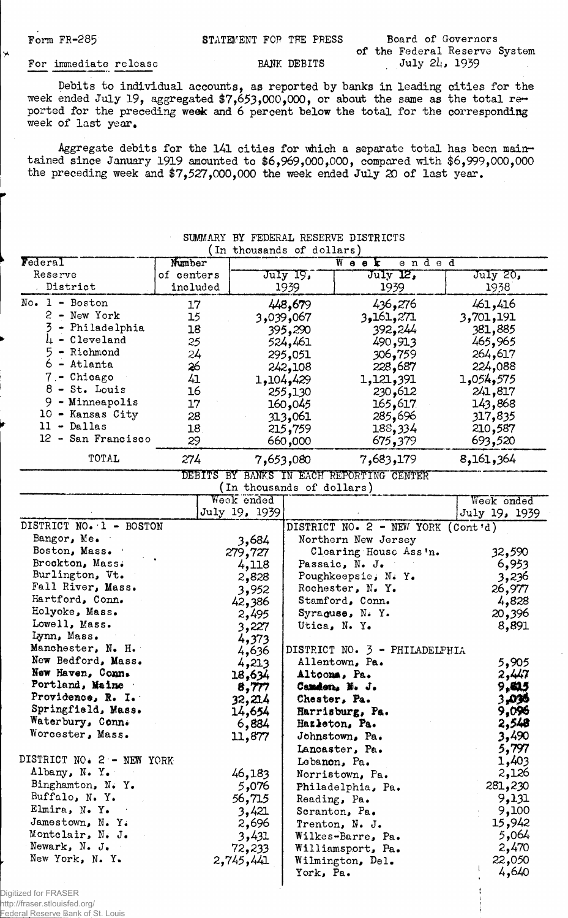Form FR-285

STATEMENT FOR THE PRESS

Board of Governors of the Federal Reserve System

For immediate release

BANK DEBITS

July 24, 1939

Debits to individual accounts, as reported by banks in leading cities for the week ended July 19, aggregated $7,653,000,000, or about the same as the total reported for the preceding week and 6 percent below the total for the corresponding week of last year.

Aggregate debits for the 141 cities for which a separate total has been maintained since January 1919 amounted to $6,969,000,000, compared with $6,999,000,000 the preceding week and $7,527,000,000 the week ended July 20 of last year.

SUMMARY BY FEDERAL RESERVE DISTRICTS
(In thousands of dollars)

| Federal Reserve District | Number of centers included | Week ended July 19, 1939 | Week ended July 12, 1939 | Week ended July 20, 1938 |
|---|---|---|---|---|
| No. 1 - Boston | 17 | 448,679 | 436,276 | 461,416 |
| 2 - New York | 15 | 3,039,067 | 3,161,271 | 3,701,191 |
| 3 - Philadelphia | 18 | 395,290 | 392,244 | 381,885 |
| 4 - Cleveland | 25 | 524,461 | 490,913 | 465,965 |
| 5 - Richmond | 24 | 295,051 | 306,759 | 264,617 |
| 6 - Atlanta | 26 | 242,108 | 228,687 | 224,088 |
| 7 - Chicago | 41 | 1,104,429 | 1,121,391 | 1,054,575 |
| 8 - St. Louis | 16 | 255,130 | 230,612 | 241,817 |
| 9 - Minneapolis | 17 | 160,045 | 165,617 | 143,868 |
| 10 - Kansas City | 28 | 313,061 | 285,696 | 317,835 |
| 11 - Dallas | 18 | 215,759 | 188,334 | 210,587 |
| 12 - San Francisco | 29 | 660,000 | 675,379 | 693,520 |
| TOTAL | 274 | 7,653,080 | 7,683,179 | 8,161,364 |

DEBITS BY BANKS IN EACH REPORTING CENTER
(In thousands of dollars)

| | Week ended July 19, 1939 | | Week ended July 19, 1939 |
|---|---|---|---|
| DISTRICT NO. 1 - BOSTON | | DISTRICT NO. 2 - NEW YORK (Cont'd) | |
| Bangor, Me. | 3,684 | Northern New Jersey Clearing House Ass'n. | 32,590 |
| Boston, Mass. | 279,727 | Passaic, N. J. | 6,953 |
| Brockton, Mass. | 4,118 | Poughkeepsie, N. Y. | 3,236 |
| Burlington, Vt. | 2,828 | Rochester, N. Y. | 26,977 |
| Fall River, Mass. | 3,952 | Stamford, Conn. | 4,828 |
| Hartford, Conn. | 42,386 | Syracuse, N. Y. | 20,396 |
| Holyoke, Mass. | 2,495 | Utica, N. Y. | 8,891 |
| Lowell, Mass. | 3,227 | | |
| Lynn, Mass. | 4,373 | DISTRICT NO. 3 - PHILADELPHIA | |
| Manchester, N. H. | 4,636 | Allentown, Pa. | 5,905 |
| New Bedford, Mass. | 4,213 | Altoona, Pa. | 2,447 |
| New Haven, Conn. | 18,634 | Camden, N. J. | 9,815 |
| Portland, Maine | 8,777 | Chester, Pa. | 3,036 |
| Providence, R. I. | 32,214 | Harrisburg, Pa. | 9,096 |
| Springfield, Mass. | 14,654 | Hazleton, Pa. | 2,548 |
| Waterbury, Conn. | 6,884 | Johnstown, Pa. | 3,490 |
| Worcester, Mass. | 11,877 | Lancaster, Pa. | 5,797 |
| | | Lebanon, Pa. | 1,403 |
| DISTRICT NO. 2 - NEW YORK | | Norristown, Pa. | 2,126 |
| Albany, N. Y. | 46,183 | Philadelphia, Pa. | 281,230 |
| Binghamton, N. Y. | 5,076 | Reading, Pa. | 9,131 |
| Buffalo, N. Y. | 56,715 | Scranton, Pa. | 9,100 |
| Elmira, N. Y. | 3,421 | Trenton, N. J. | 15,942 |
| Jamestown, N. Y. | 2,696 | Wilkes-Barre, Pa. | 5,064 |
| Montclair, N. J. | 3,431 | Williamsport, Pa. | 2,470 |
| Newark, N. J. | 72,233 | Wilmington, Del. | 22,050 |
| New York, N. Y. | 2,745,441 | York, Pa. | 4,640 |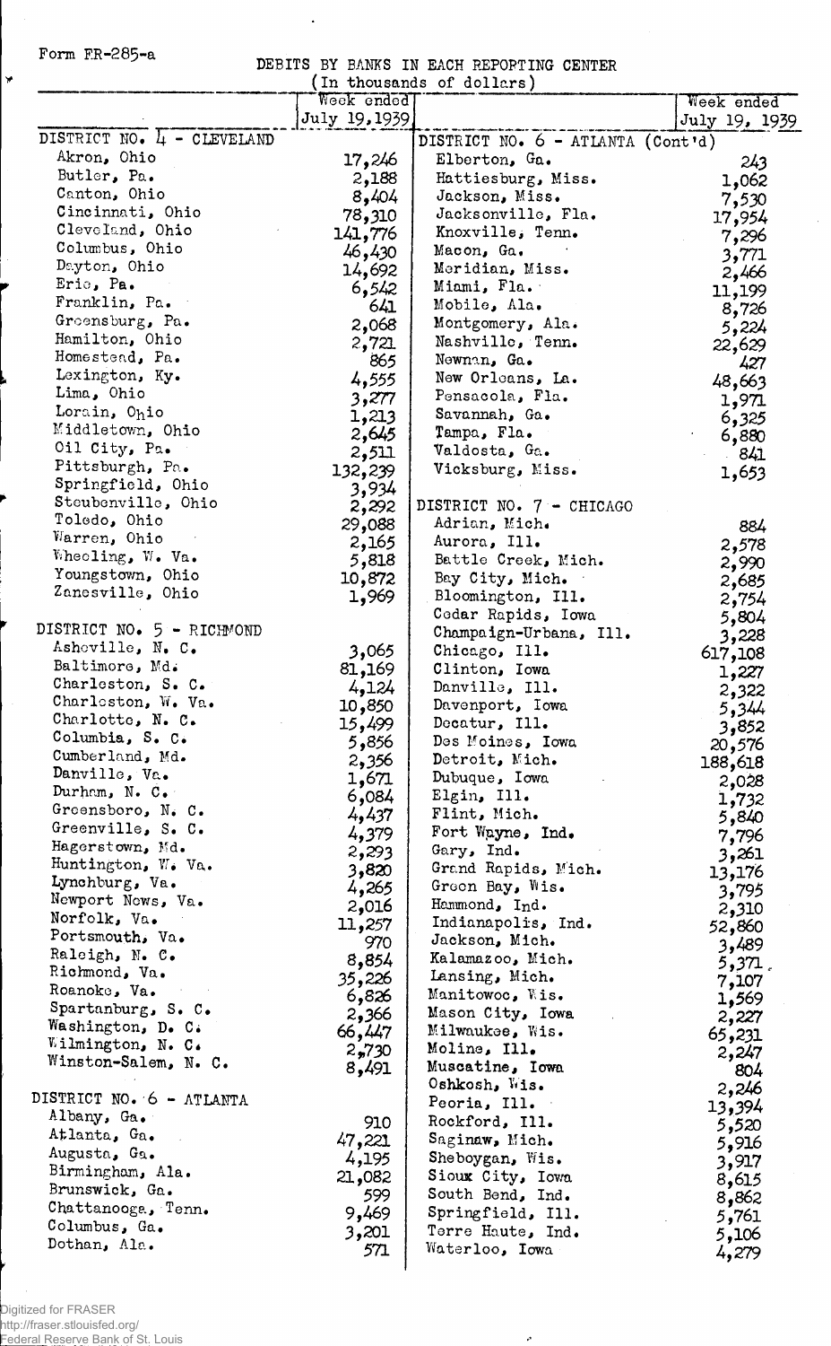Form FR-285-a

DEBITS BY BANKS IN EACH REPORTING CENTER
(In thousands of dollars)

| | Week ended July 19, 1939 |
|---|---|
| **DISTRICT NO. 4 - CLEVELAND** | |
| Akron, Ohio | 17,246 |
| Butler, Pa. | 2,188 |
| Canton, Ohio | 8,404 |
| Cincinnati, Ohio | 78,310 |
| Cleveland, Ohio | 141,776 |
| Columbus, Ohio | 46,430 |
| Dayton, Ohio | 14,692 |
| Erie, Pa. | 6,542 |
| Franklin, Pa. | 641 |
| Greensburg, Pa. | 2,068 |
| Hamilton, Ohio | 2,721 |
| Homestead, Pa. | 865 |
| Lexington, Ky. | 4,555 |
| Lima, Ohio | 3,277 |
| Lorain, Ohio | 1,213 |
| Middletown, Ohio | 2,645 |
| Oil City, Pa. | 2,511 |
| Pittsburgh, Pa. | 132,239 |
| Springfield, Ohio | 3,934 |
| Steubenville, Ohio | 2,292 |
| Toledo, Ohio | 29,088 |
| Warren, Ohio | 2,165 |
| Wheeling, W. Va. | 5,818 |
| Youngstown, Ohio | 10,872 |
| Zanesville, Ohio | 1,969 |
| **DISTRICT NO. 5 - RICHMOND** | |
| Asheville, N. C. | 3,065 |
| Baltimore, Md. | 81,169 |
| Charleston, S. C. | 4,124 |
| Charleston, W. Va. | 10,850 |
| Charlotte, N. C. | 15,499 |
| Columbia, S. C. | 5,856 |
| Cumberland, Md. | 2,356 |
| Danville, Va. | 1,671 |
| Durham, N. C. | 6,084 |
| Greensboro, N. C. | 4,437 |
| Greenville, S. C. | 4,379 |
| Hagerstown, Md. | 2,293 |
| Huntington, W. Va. | 3,820 |
| Lynchburg, Va. | 4,265 |
| Newport News, Va. | 2,016 |
| Norfolk, Va. | 11,257 |
| Portsmouth, Va. | 970 |
| Raleigh, N. C. | 8,854 |
| Richmond, Va. | 35,226 |
| Roanoke, Va. | 6,826 |
| Spartanburg, S. C. | 2,366 |
| Washington, D. C. | 66,447 |
| Wilmington, N. C. | 2,730 |
| Winston-Salem, N. C. | 8,491 |
| **DISTRICT NO. 6 - ATLANTA** | |
| Albany, Ga. | 910 |
| Atlanta, Ga. | 47,221 |
| Augusta, Ga. | 4,195 |
| Birmingham, Ala. | 21,082 |
| Brunswick, Ga. | 599 |
| Chattanooga, Tenn. | 9,469 |
| Columbus, Ga. | 3,201 |
| Dothan, Ala. | 571 |
| **DISTRICT NO. 6 - ATLANTA (Cont'd)** | |
| Elberton, Ga. | 243 |
| Hattiesburg, Miss. | 1,062 |
| Jackson, Miss. | 7,530 |
| Jacksonville, Fla. | 17,954 |
| Knoxville, Tenn. | 7,296 |
| Macon, Ga. | 3,771 |
| Meridian, Miss. | 2,466 |
| Miami, Fla. | 11,199 |
| Mobile, Ala. | 8,726 |
| Montgomery, Ala. | 5,224 |
| Nashville, Tenn. | 22,629 |
| Newnan, Ga. | 427 |
| New Orleans, La. | 48,663 |
| Pensacola, Fla. | 1,971 |
| Savannah, Ga. | 6,325 |
| Tampa, Fla. | 6,880 |
| Valdosta, Ga. | 841 |
| Vicksburg, Miss. | 1,653 |
| **DISTRICT NO. 7 - CHICAGO** | |
| Adrian, Mich. | 884 |
| Aurora, Ill. | 2,578 |
| Battle Creek, Mich. | 2,990 |
| Bay City, Mich. | 2,685 |
| Bloomington, Ill. | 2,754 |
| Cedar Rapids, Iowa | 5,804 |
| Champaign-Urbana, Ill. | 3,228 |
| Chicago, Ill. | 617,108 |
| Clinton, Iowa | 1,227 |
| Danville, Ill. | 2,322 |
| Davenport, Iowa | 5,344 |
| Decatur, Ill. | 3,852 |
| Des Moines, Iowa | 20,576 |
| Detroit, Mich. | 188,618 |
| Dubuque, Iowa | 2,028 |
| Elgin, Ill. | 1,732 |
| Flint, Mich. | 5,840 |
| Fort Wayne, Ind. | 7,796 |
| Gary, Ind. | 3,261 |
| Grand Rapids, Mich. | 13,176 |
| Green Bay, Wis. | 3,795 |
| Hammond, Ind. | 2,310 |
| Indianapolis, Ind. | 52,860 |
| Jackson, Mich. | 3,489 |
| Kalamazoo, Mich. | 5,371 |
| Lansing, Mich. | 7,107 |
| Manitowoc, Wis. | 1,569 |
| Mason City, Iowa | 2,227 |
| Milwaukee, Wis. | 65,231 |
| Moline, Ill. | 2,247 |
| Muscatine, Iowa | 804 |
| Oshkosh, Wis. | 2,246 |
| Peoria, Ill. | 13,394 |
| Rockford, Ill. | 5,520 |
| Saginaw, Mich. | 5,916 |
| Sheboygan, Wis. | 3,917 |
| Sioux City, Iowa | 8,615 |
| South Bend, Ind. | 8,862 |
| Springfield, Ill. | 5,761 |
| Terre Haute, Ind. | 5,106 |
| Waterloo, Iowa | 4,279 |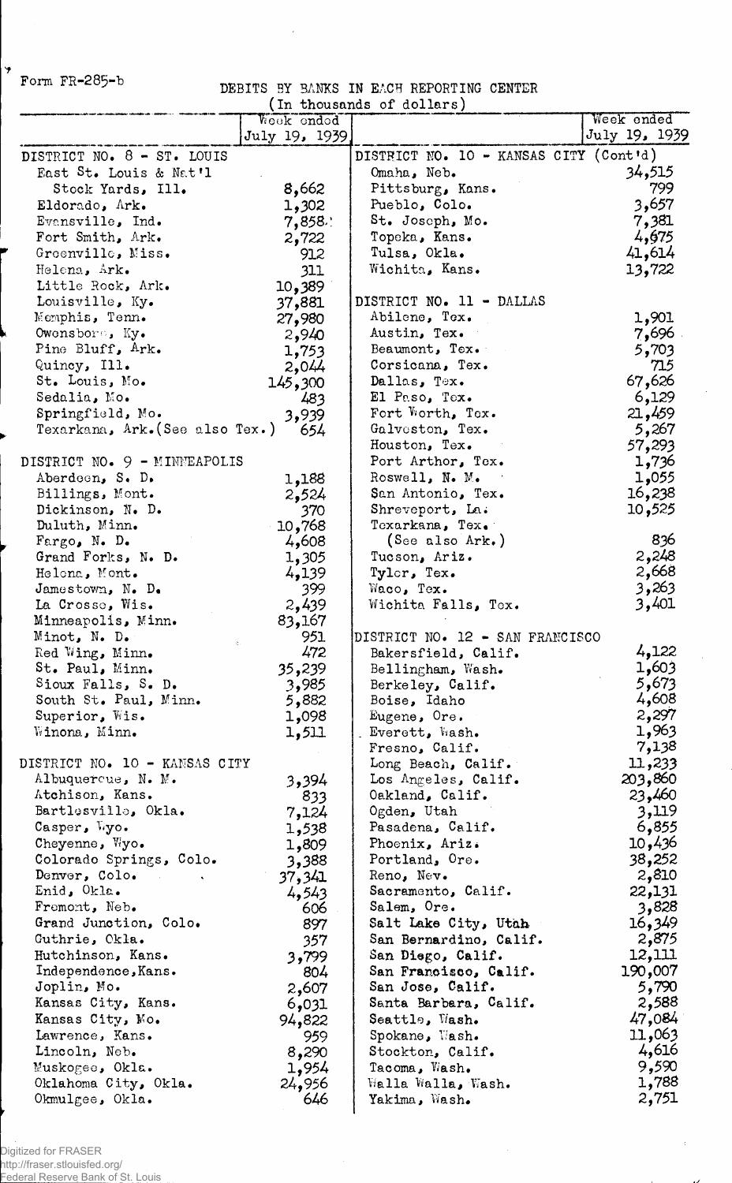Form FR-285-b

DEBITS BY BANKS IN EACH REPORTING CENTER
(In thousands of dollars)

| | Week ended July 19, 1939 | | Week ended July 19, 1939 |
|---|---|---|---|
| DISTRICT NO. 8 - ST. LOUIS | | DISTRICT NO. 10 - KANSAS CITY (Cont'd) | |
| East St. Louis & Nat'l Stock Yards, Ill. | 8,662 | Omaha, Neb. | 34,515 |
| Eldorado, Ark. | 1,302 | Pittsburg, Kans. | 799 |
| Evansville, Ind. | 7,858 | Pueblo, Colo. | 3,657 |
| Fort Smith, Ark. | 2,722 | St. Joseph, Mo. | 7,381 |
| Greenville, Miss. | 912 | Topeka, Kans. | 4,675 |
| Helena, Ark. | 311 | Tulsa, Okla. | 41,614 |
| Little Rock, Ark. | 10,389 | Wichita, Kans. | 13,722 |
| Louisville, Ky. | 37,881 | | |
| Memphis, Tenn. | 27,980 | DISTRICT NO. 11 - DALLAS | |
| Owensboro, Ky. | 2,940 | Abilene, Tex. | 1,901 |
| Pine Bluff, Ark. | 1,753 | Austin, Tex. | 7,696 |
| Quincy, Ill. | 2,044 | Beaumont, Tex. | 5,703 |
| St. Louis, Mo. | 145,300 | Corsicana, Tex. | 715 |
| Sedalia, Mo. | 483 | Dallas, Tex. | 67,626 |
| Springfield, Mo. | 3,939 | El Paso, Tex. | 6,129 |
| Texarkana, Ark.(See also Tex.) | 654 | Fort Worth, Tex. | 21,459 |
| | | Galveston, Tex. | 5,267 |
| DISTRICT NO. 9 - MINNEAPOLIS | | Houston, Tex. | 57,293 |
| Aberdeen, S. D. | 1,188 | Port Arthur, Tex. | 1,736 |
| Billings, Mont. | 2,524 | Roswell, N. M. | 1,055 |
| Dickinson, N. D. | 370 | San Antonio, Tex. | 16,238 |
| Duluth, Minn. | 10,768 | Shreveport, La. | 10,525 |
| Fargo, N. D. | 4,608 | Texarkana, Tex. (See also Ark.) | 836 |
| Grand Forks, N. D. | 1,305 | Tucson, Ariz. | 2,248 |
| Helena, Mont. | 4,139 | Tyler, Tex. | 2,668 |
| Jamestown, N. D. | 399 | Waco, Tex. | 3,263 |
| La Crosse, Wis. | 2,439 | Wichita Falls, Tex. | 3,401 |
| Minneapolis, Minn. | 83,167 | | |
| Minot, N. D. | 951 | DISTRICT NO. 12 - SAN FRANCISCO | |
| Red Wing, Minn. | 472 | Bakersfield, Calif. | 4,122 |
| St. Paul, Minn. | 35,239 | Bellingham, Wash. | 1,603 |
| Sioux Falls, S. D. | 3,985 | Berkeley, Calif. | 5,673 |
| South St. Paul, Minn. | 5,882 | Boise, Idaho | 4,608 |
| Superior, Wis. | 1,098 | Eugene, Ore. | 2,297 |
| Winona, Minn. | 1,511 | Everett, Wash. | 1,963 |
| | | Fresno, Calif. | 7,138 |
| DISTRICT NO. 10 - KANSAS CITY | | Long Beach, Calif. | 11,233 |
| Albuquerque, N. M. | 3,394 | Los Angeles, Calif. | 203,860 |
| Atchison, Kans. | 833 | Oakland, Calif. | 23,460 |
| Bartlesville, Okla. | 7,124 | Ogden, Utah | 3,119 |
| Casper, Wyo. | 1,538 | Pasadena, Calif. | 6,855 |
| Cheyenne, Wyo. | 1,809 | Phoenix, Ariz. | 10,436 |
| Colorado Springs, Colo. | 3,388 | Portland, Ore. | 38,252 |
| Denver, Colo. | 37,341 | Reno, Nev. | 2,810 |
| Enid, Okla. | 4,543 | Sacramento, Calif. | 22,131 |
| Fremont, Neb. | 606 | Salem, Ore. | 3,828 |
| Grand Junction, Colo. | 897 | Salt Lake City, Utah | 16,349 |
| Guthrie, Okla. | 357 | San Bernardino, Calif. | 2,875 |
| Hutchinson, Kans. | 3,799 | San Diego, Calif. | 12,111 |
| Independence, Kans. | 804 | San Francisco, Calif. | 190,007 |
| Joplin, Mo. | 2,607 | San Jose, Calif. | 5,790 |
| Kansas City, Kans. | 6,031 | Santa Barbara, Calif. | 2,588 |
| Kansas City, Mo. | 94,822 | Seattle, Wash. | 47,084 |
| Lawrence, Kans. | 959 | Spokane, Wash. | 11,063 |
| Lincoln, Neb. | 8,290 | Stockton, Calif. | 4,616 |
| Muskogee, Okla. | 1,954 | Tacoma, Wash. | 9,590 |
| Oklahoma City, Okla. | 24,956 | Walla Walla, Wash. | 1,788 |
| Okmulgee, Okla. | 646 | Yakima, Wash. | 2,751 |

Digitized for FRASER
http://fraser.stlouisfed.org/
Federal Reserve Bank of St. Louis